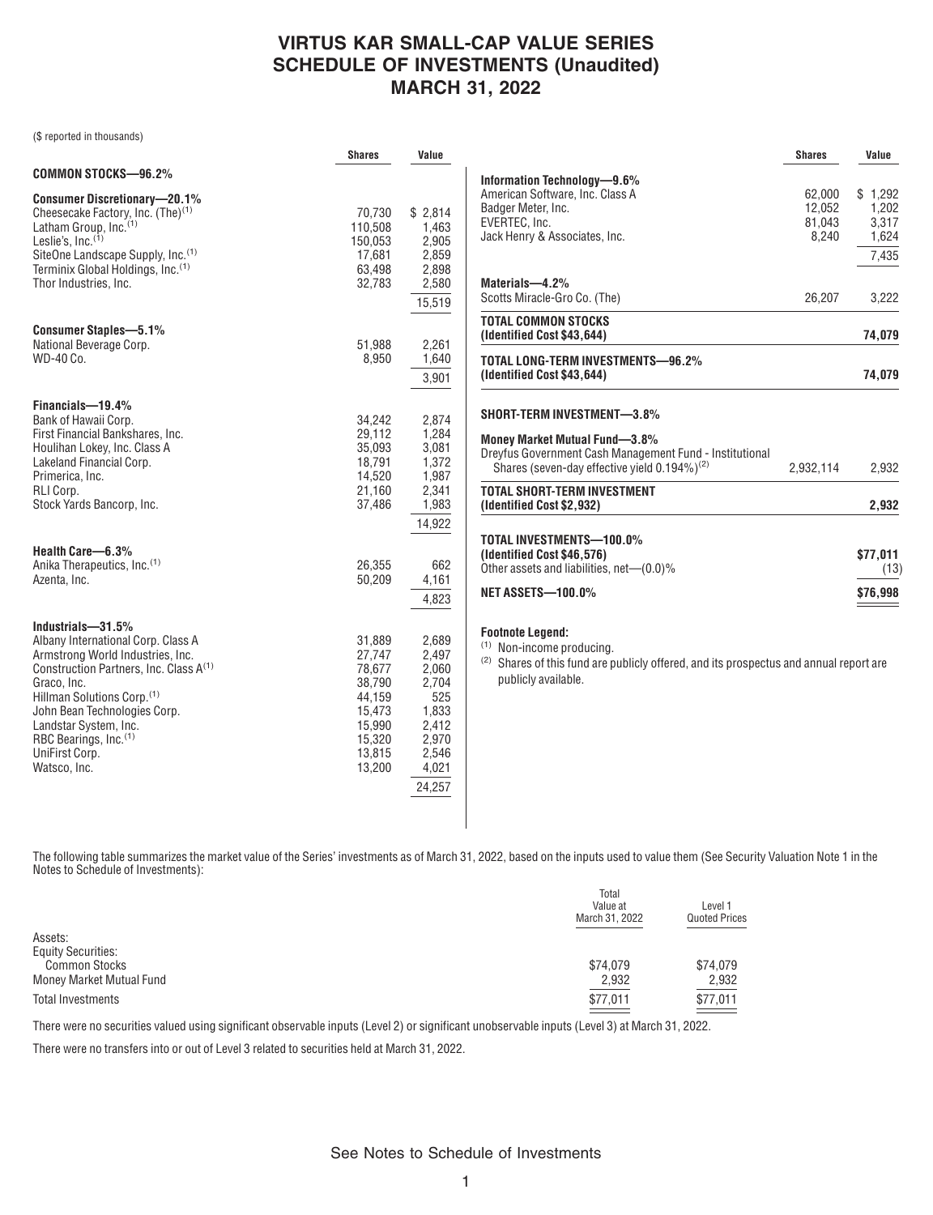# VIRTUS KAR SMALL-CAP VALUE SERIES
# SCHEDULE OF INVESTMENTS (Unaudited)
# MARCH 31, 2022

($ reported in thousands)

| | Shares | Value |
|---|---|---|
| **COMMON STOCKS—96.2%** | | |
| **Consumer Discretionary—20.1%** | | |
| Cheesecake Factory, Inc. (The)[1] | 70,730 | $ 2,814 |
| Latham Group, Inc.[1] | 110,508 | 1,463 |
| Leslie's, Inc.[1] | 150,053 | 2,905 |
| SiteOne Landscape Supply, Inc.[1] | 17,681 | 2,859 |
| Terminix Global Holdings, Inc.[1] | 63,498 | 2,898 |
| Thor Industries, Inc. | 32,783 | 2,580 |
| | | 15,519 |
| **Consumer Staples—5.1%** | | |
| National Beverage Corp. | 51,988 | 2,261 |
| WD-40 Co. | 8,950 | 1,640 |
| | | 3,901 |
| **Financials—19.4%** | | |
| Bank of Hawaii Corp. | 34,242 | 2,874 |
| First Financial Bankshares, Inc. | 29,112 | 1,284 |
| Houlihan Lokey, Inc. Class A | 35,093 | 3,081 |
| Lakeland Financial Corp. | 18,791 | 1,372 |
| Primerica, Inc. | 14,520 | 1,987 |
| RLI Corp. | 21,160 | 2,341 |
| Stock Yards Bancorp, Inc. | 37,486 | 1,983 |
| | | 14,922 |
| **Health Care—6.3%** | | |
| Anika Therapeutics, Inc.[1] | 26,355 | 662 |
| Azenta, Inc. | 50,209 | 4,161 |
| | | 4,823 |
| **Industrials—31.5%** | | |
| Albany International Corp. Class A | 31,889 | 2,689 |
| Armstrong World Industries, Inc. | 27,747 | 2,497 |
| Construction Partners, Inc. Class A[1] | 78,677 | 2,060 |
| Graco, Inc. | 38,790 | 2,704 |
| Hillman Solutions Corp.[1] | 44,159 | 525 |
| John Bean Technologies Corp. | 15,473 | 1,833 |
| Landstar System, Inc. | 15,990 | 2,412 |
| RBC Bearings, Inc.[1] | 15,320 | 2,970 |
| UniFirst Corp. | 13,815 | 2,546 |
| Watsco, Inc. | 13,200 | 4,021 |
| | | 24,257 |
| **Information Technology—9.6%** | | |
| American Software, Inc. Class A | 62,000 | $ 1,292 |
| Badger Meter, Inc. | 12,052 | 1,202 |
| EVERTEC, Inc. | 81,043 | 3,317 |
| Jack Henry & Associates, Inc. | 8,240 | 1,624 |
| | | 7,435 |
| **Materials—4.2%** | | |
| Scotts Miracle-Gro Co. (The) | 26,207 | 3,222 |
| **TOTAL COMMON STOCKS (Identified Cost $43,644)** | | **74,079** |
| **TOTAL LONG-TERM INVESTMENTS—96.2% (Identified Cost $43,644)** | | **74,079** |
| **SHORT-TERM INVESTMENT—3.8%** | | |
| **Money Market Mutual Fund—3.8%** | | |
| Dreyfus Government Cash Management Fund - Institutional Shares (seven-day effective yield 0.194%)[2] | 2,932,114 | 2,932 |
| **TOTAL SHORT-TERM INVESTMENT (Identified Cost $2,932)** | | **2,932** |
| **TOTAL INVESTMENTS—100.0% (Identified Cost $46,576)** | | **$77,011** |
| Other assets and liabilities, net—(0.0)% | | (13) |
| **NET ASSETS—100.0%** | | **$76,998** |

**Footnote Legend:**

[1] Non-income producing.

[2] Shares of this fund are publicly offered, and its prospectus and annual report are publicly available.

The following table summarizes the market value of the Series' investments as of March 31, 2022, based on the inputs used to value them (See Security Valuation Note 1 in the Notes to Schedule of Investments):

| | Total Value at March 31, 2022 | Level 1 Quoted Prices |
|---|---|---|
| Assets: | | |
| Equity Securities: | | |
| Common Stocks | $74,079 | $74,079 |
| Money Market Mutual Fund | 2,932 | 2,932 |
| Total Investments | $77,011 | $77,011 |

There were no securities valued using significant observable inputs (Level 2) or significant unobservable inputs (Level 3) at March 31, 2022.

There were no transfers into or out of Level 3 related to securities held at March 31, 2022.

See Notes to Schedule of Investments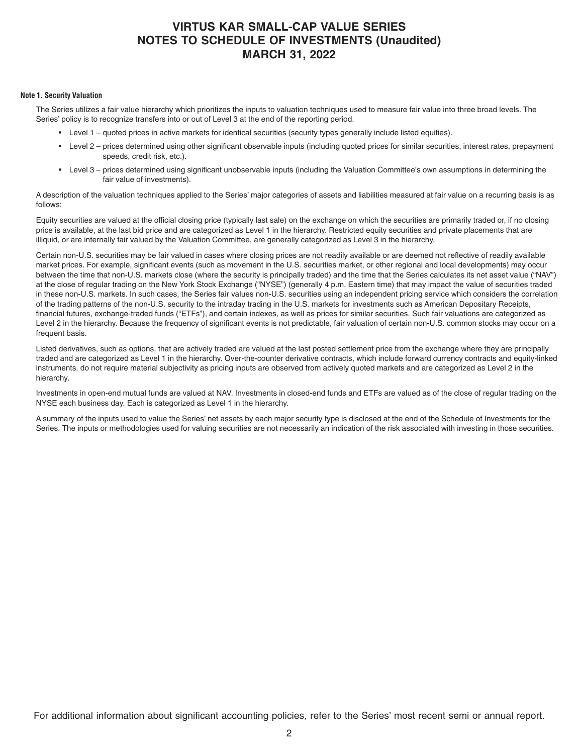# VIRTUS KAR SMALL-CAP VALUE SERIES
# NOTES TO SCHEDULE OF INVESTMENTS (Unaudited)
# MARCH 31, 2022

**Note 1. Security Valuation**

The Series utilizes a fair value hierarchy which prioritizes the inputs to valuation techniques used to measure fair value into three broad levels. The Series' policy is to recognize transfers into or out of Level 3 at the end of the reporting period.

- Level 1 – quoted prices in active markets for identical securities (security types generally include listed equities).
- Level 2 – prices determined using other significant observable inputs (including quoted prices for similar securities, interest rates, prepayment speeds, credit risk, etc.).
- Level 3 – prices determined using significant unobservable inputs (including the Valuation Committee's own assumptions in determining the fair value of investments).

A description of the valuation techniques applied to the Series' major categories of assets and liabilities measured at fair value on a recurring basis is as follows:

Equity securities are valued at the official closing price (typically last sale) on the exchange on which the securities are primarily traded or, if no closing price is available, at the last bid price and are categorized as Level 1 in the hierarchy. Restricted equity securities and private placements that are illiquid, or are internally fair valued by the Valuation Committee, are generally categorized as Level 3 in the hierarchy.

Certain non-U.S. securities may be fair valued in cases where closing prices are not readily available or are deemed not reflective of readily available market prices. For example, significant events (such as movement in the U.S. securities market, or other regional and local developments) may occur between the time that non-U.S. markets close (where the security is principally traded) and the time that the Series calculates its net asset value ("NAV") at the close of regular trading on the New York Stock Exchange ("NYSE") (generally 4 p.m. Eastern time) that may impact the value of securities traded in these non-U.S. markets. In such cases, the Series fair values non-U.S. securities using an independent pricing service which considers the correlation of the trading patterns of the non-U.S. security to the intraday trading in the U.S. markets for investments such as American Depositary Receipts, financial futures, exchange-traded funds ("ETFs"), and certain indexes, as well as prices for similar securities. Such fair valuations are categorized as Level 2 in the hierarchy. Because the frequency of significant events is not predictable, fair valuation of certain non-U.S. common stocks may occur on a frequent basis.

Listed derivatives, such as options, that are actively traded are valued at the last posted settlement price from the exchange where they are principally traded and are categorized as Level 1 in the hierarchy. Over-the-counter derivative contracts, which include forward currency contracts and equity-linked instruments, do not require material subjectivity as pricing inputs are observed from actively quoted markets and are categorized as Level 2 in the hierarchy.

Investments in open-end mutual funds are valued at NAV. Investments in closed-end funds and ETFs are valued as of the close of regular trading on the NYSE each business day. Each is categorized as Level 1 in the hierarchy.

A summary of the inputs used to value the Series' net assets by each major security type is disclosed at the end of the Schedule of Investments for the Series. The inputs or methodologies used for valuing securities are not necessarily an indication of the risk associated with investing in those securities.

For additional information about significant accounting policies, refer to the Series' most recent semi or annual report.